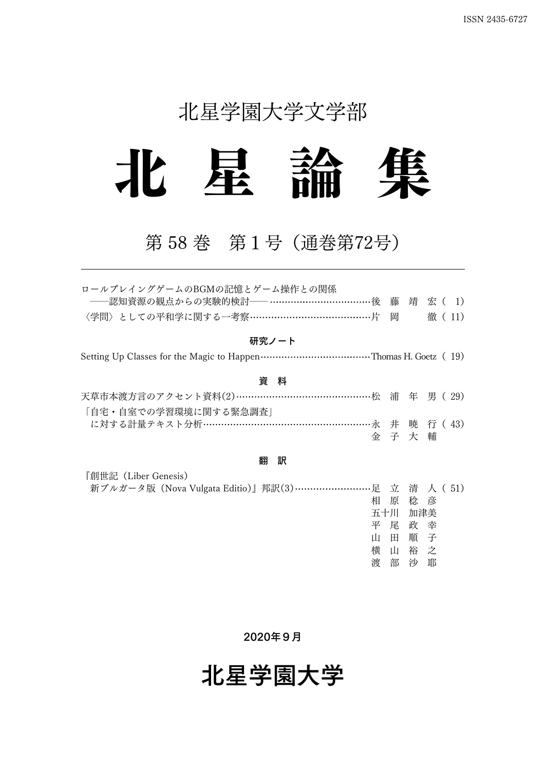ISSN 2435-6727

北星学園大学文学部

# 北 星 論 集

## 第 58 巻　第 1 号（通巻第72号）

---

ロールプレイングゲームのBGMの記憶とゲーム操作との関係
　――認知資源の観点からの実験的検討―― ……後 藤 靖 宏（ 1）

〈学問〉としての平和学に関する一考察……片 岡 　 徹（ 11）

**研究ノート**

Setting Up Classes for the Magic to Happen……Thomas H. Goetz（ 19）

**資　料**

天草市本渡方言のアクセント資料(2)……松 浦 年 男（ 29）

「自宅・自室での学習環境に関する緊急調査」
　に対する計量テキスト分析……永 井 暁 行（ 43）
　　金 子 大 輔

**翻　訳**

『創世記（Liber Genesis）
　新ブルガータ版（Nova Vulgata Editio）』邦訳(3)……足 立 清 人（ 51）
　　相 原 稔 彦
　　五十川 加津美
　　平 尾 政 幸
　　山 田 順 子
　　横 山 裕 之
　　渡 部 沙 耶

2020年９月

**北星学園大学**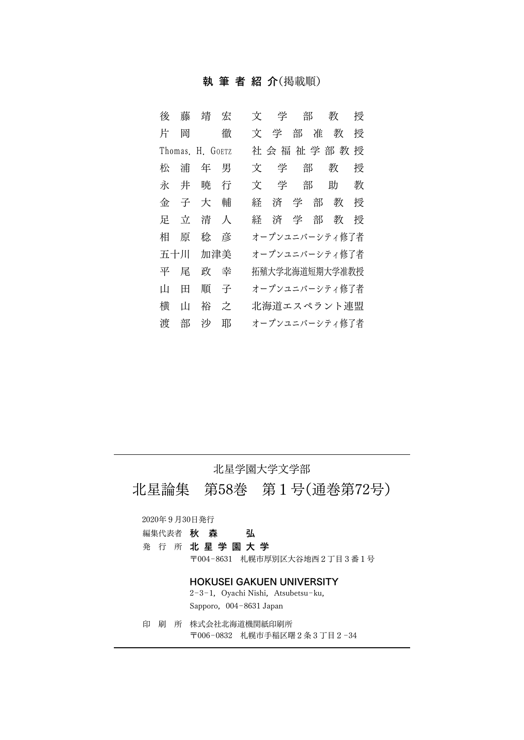## 執筆者紹介（掲載順）

| | |
|---|---|
| 後藤靖宏 | 文学部教授 |
| 片岡徹 | 文学部准教授 |
| Thomas. H. GOETZ | 社会福祉学部教授 |
| 松浦年男 | 文学部教授 |
| 永井暁行 | 文学部助教 |
| 金子大輔 | 経済学部教授 |
| 足立清人 | 経済学部教授 |
| 相原稔彦 | オープンユニバーシティ修了者 |
| 五十川加津美 | オープンユニバーシティ修了者 |
| 平尾政幸 | 拓殖大学北海道短期大学准教授 |
| 山田順子 | オープンユニバーシティ修了者 |
| 横山裕之 | 北海道エスペラント連盟 |
| 渡部沙耶 | オープンユニバーシティ修了者 |

---

北星学園大学文学部

# 北星論集　第58巻　第１号（通巻第72号）

2020年９月30日発行

編集代表者　**秋森弘**

発行所　**北星学園大学**

〒004-8631　札幌市厚別区大谷地西２丁目３番１号

**HOKUSEI GAKUEN UNIVERSITY**

2-3-1, Oyachi Nishi, Atsubetsu-ku,

Sapporo, 004-8631 Japan

印刷所　株式会社北海道機関紙印刷所

〒006-0832　札幌市手稲区曙２条３丁目２-34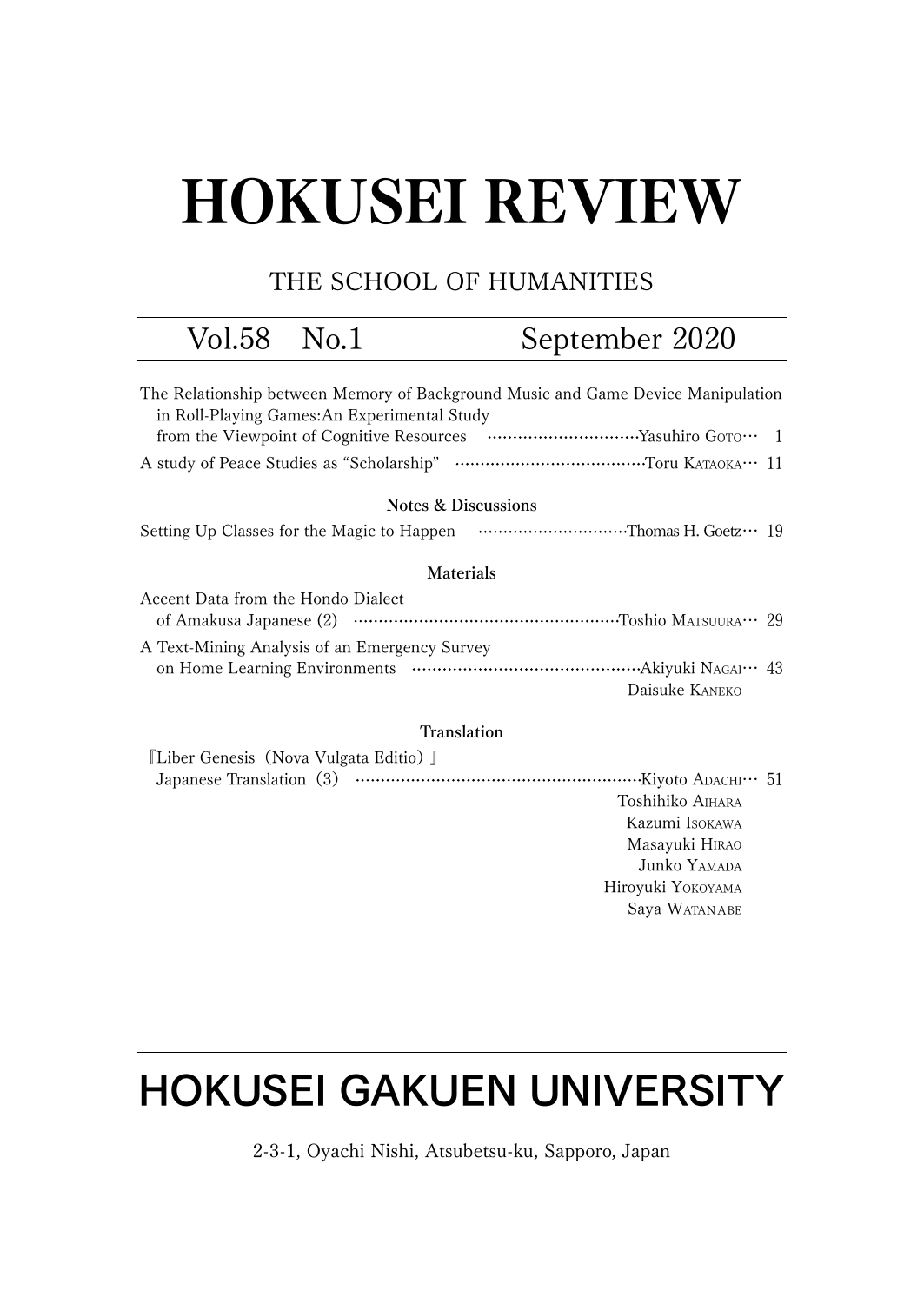# HOKUSEI REVIEW

THE SCHOOL OF HUMANITIES

Vol.58　No.1　　　　　　September 2020

The Relationship between Memory of Background Music and Game Device Manipulation in Roll-Playing Games:An Experimental Study from the Viewpoint of Cognitive Resources ……………………………Yasuhiro GOTO… 1

A study of Peace Studies as "Scholarship" ……………………………………Toru KATAOKA… 11

**Notes & Discussions**

Setting Up Classes for the Magic to Happen ……………………………Thomas H. Goetz… 19

**Materials**

Accent Data from the Hondo Dialect of Amakusa Japanese (2) …………………………………………………Toshio MATSUURA… 29

A Text-Mining Analysis of an Emergency Survey on Home Learning Environments …………………………………………Akiyuki NAGAI… 43
Daisuke KANEKO

**Translation**

『Liber Genesis（Nova Vulgata Editio）』 Japanese Translation（3） ………………………………………………………Kiyoto ADACHI… 51
Toshihiko AIHARA
Kazumi ISOKAWA
Masayuki HIRAO
Junko YAMADA
Hiroyuki YOKOYAMA
Saya WATANABE

# HOKUSEI GAKUEN UNIVERSITY

2-3-1, Oyachi Nishi, Atsubetsu-ku, Sapporo, Japan